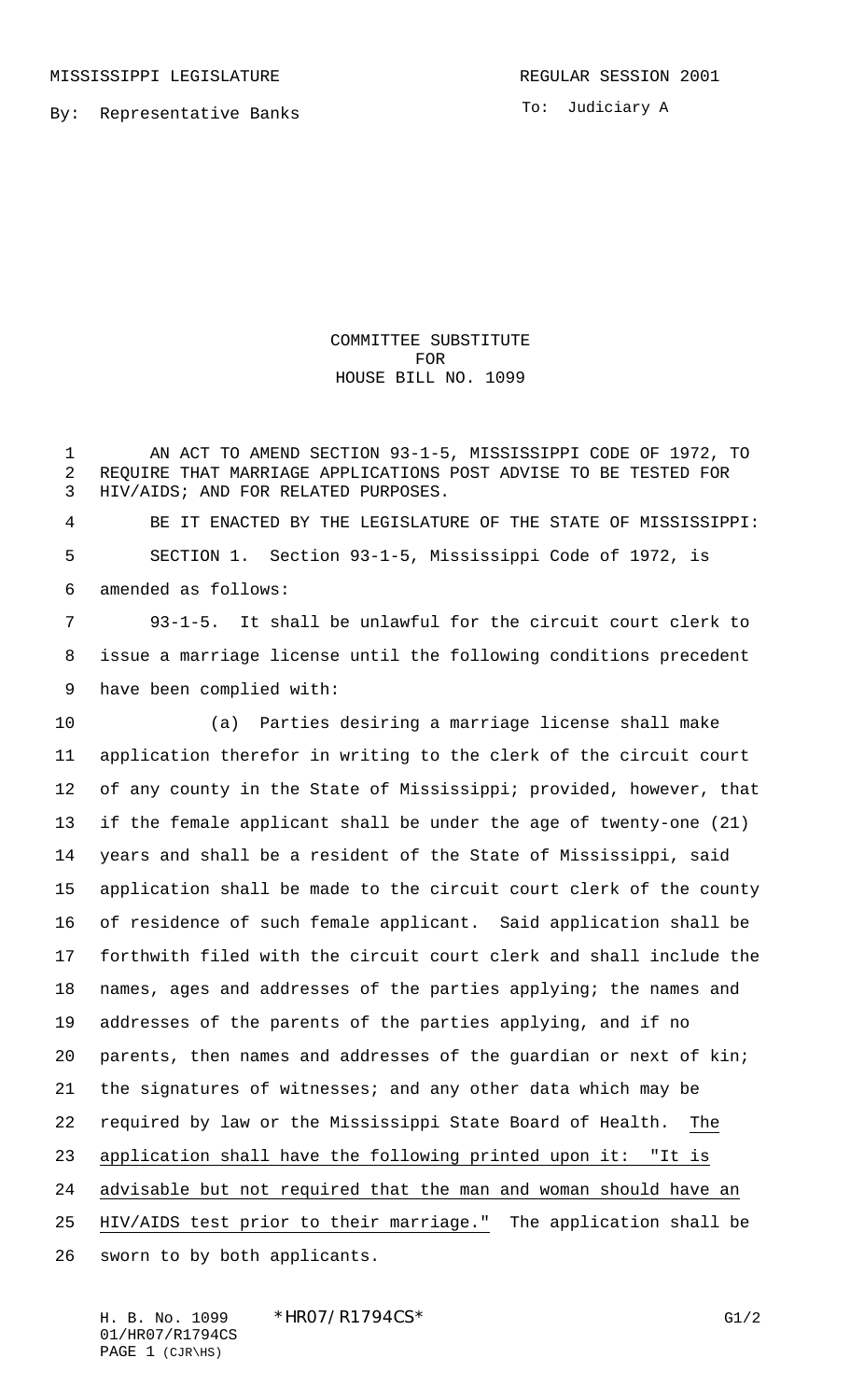MISSISSIPPI LEGISLATURE REGULAR SESSION 2001

By: Representative Banks

To: Judiciary A

# COMMITTEE SUBSTITUTE
# FOR
# HOUSE BILL NO. 1099

AN ACT TO AMEND SECTION 93-1-5, MISSISSIPPI CODE OF 1972, TO REQUIRE THAT MARRIAGE APPLICATIONS POST ADVISE TO BE TESTED FOR HIV/AIDS; AND FOR RELATED PURPOSES.

BE IT ENACTED BY THE LEGISLATURE OF THE STATE OF MISSISSIPPI:

SECTION 1. Section 93-1-5, Mississippi Code of 1972, is amended as follows:

93-1-5. It shall be unlawful for the circuit court clerk to issue a marriage license until the following conditions precedent have been complied with:

(a) Parties desiring a marriage license shall make application therefor in writing to the clerk of the circuit court of any county in the State of Mississippi; provided, however, that if the female applicant shall be under the age of twenty-one (21) years and shall be a resident of the State of Mississippi, said application shall be made to the circuit court clerk of the county of residence of such female applicant. Said application shall be forthwith filed with the circuit court clerk and shall include the names, ages and addresses of the parties applying; the names and addresses of the parents of the parties applying, and if no parents, then names and addresses of the guardian or next of kin; the signatures of witnesses; and any other data which may be required by law or the Mississippi State Board of Health. The application shall have the following printed upon it: "It is advisable but not required that the man and woman should have an HIV/AIDS test prior to their marriage." The application shall be sworn to by both applicants.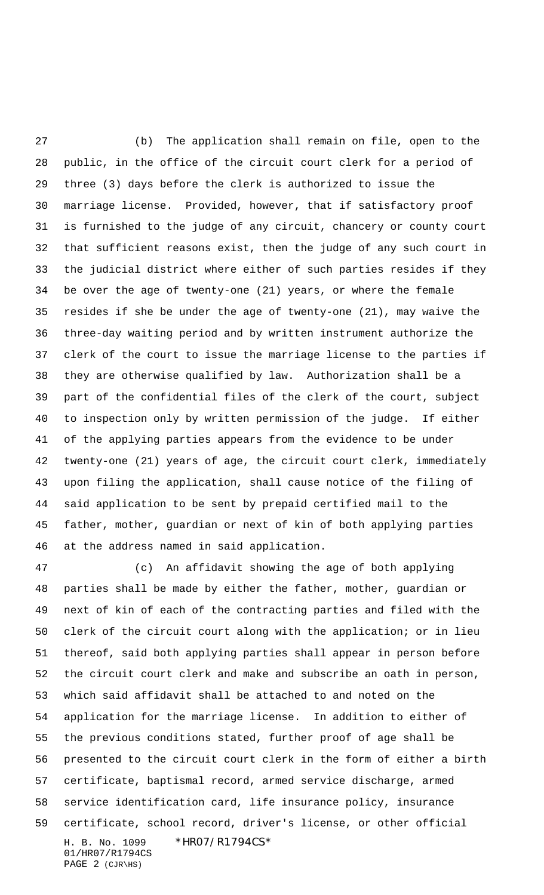(b) The application shall remain on file, open to the public, in the office of the circuit court clerk for a period of three (3) days before the clerk is authorized to issue the marriage license. Provided, however, that if satisfactory proof is furnished to the judge of any circuit, chancery or county court that sufficient reasons exist, then the judge of any such court in the judicial district where either of such parties resides if they be over the age of twenty-one (21) years, or where the female resides if she be under the age of twenty-one (21), may waive the three-day waiting period and by written instrument authorize the clerk of the court to issue the marriage license to the parties if they are otherwise qualified by law. Authorization shall be a part of the confidential files of the clerk of the court, subject to inspection only by written permission of the judge. If either of the applying parties appears from the evidence to be under twenty-one (21) years of age, the circuit court clerk, immediately upon filing the application, shall cause notice of the filing of said application to be sent by prepaid certified mail to the father, mother, guardian or next of kin of both applying parties at the address named in said application.

(c) An affidavit showing the age of both applying parties shall be made by either the father, mother, guardian or next of kin of each of the contracting parties and filed with the clerk of the circuit court along with the application; or in lieu thereof, said both applying parties shall appear in person before the circuit court clerk and make and subscribe an oath in person, which said affidavit shall be attached to and noted on the application for the marriage license. In addition to either of the previous conditions stated, further proof of age shall be presented to the circuit court clerk in the form of either a birth certificate, baptismal record, armed service discharge, armed service identification card, life insurance policy, insurance certificate, school record, driver's license, or other official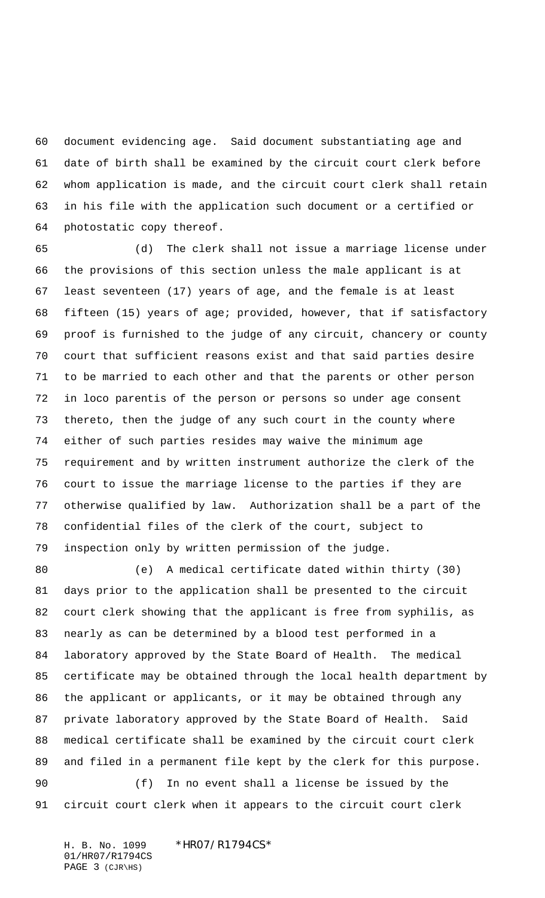document evidencing age. Said document substantiating age and date of birth shall be examined by the circuit court clerk before whom application is made, and the circuit court clerk shall retain in his file with the application such document or a certified or photostatic copy thereof.

(d) The clerk shall not issue a marriage license under the provisions of this section unless the male applicant is at least seventeen (17) years of age, and the female is at least fifteen (15) years of age; provided, however, that if satisfactory proof is furnished to the judge of any circuit, chancery or county court that sufficient reasons exist and that said parties desire to be married to each other and that the parents or other person in loco parentis of the person or persons so under age consent thereto, then the judge of any such court in the county where either of such parties resides may waive the minimum age requirement and by written instrument authorize the clerk of the court to issue the marriage license to the parties if they are otherwise qualified by law. Authorization shall be a part of the confidential files of the clerk of the court, subject to inspection only by written permission of the judge.

(e) A medical certificate dated within thirty (30) days prior to the application shall be presented to the circuit court clerk showing that the applicant is free from syphilis, as nearly as can be determined by a blood test performed in a laboratory approved by the State Board of Health. The medical certificate may be obtained through the local health department by the applicant or applicants, or it may be obtained through any private laboratory approved by the State Board of Health. Said medical certificate shall be examined by the circuit court clerk and filed in a permanent file kept by the clerk for this purpose.

(f) In no event shall a license be issued by the circuit court clerk when it appears to the circuit court clerk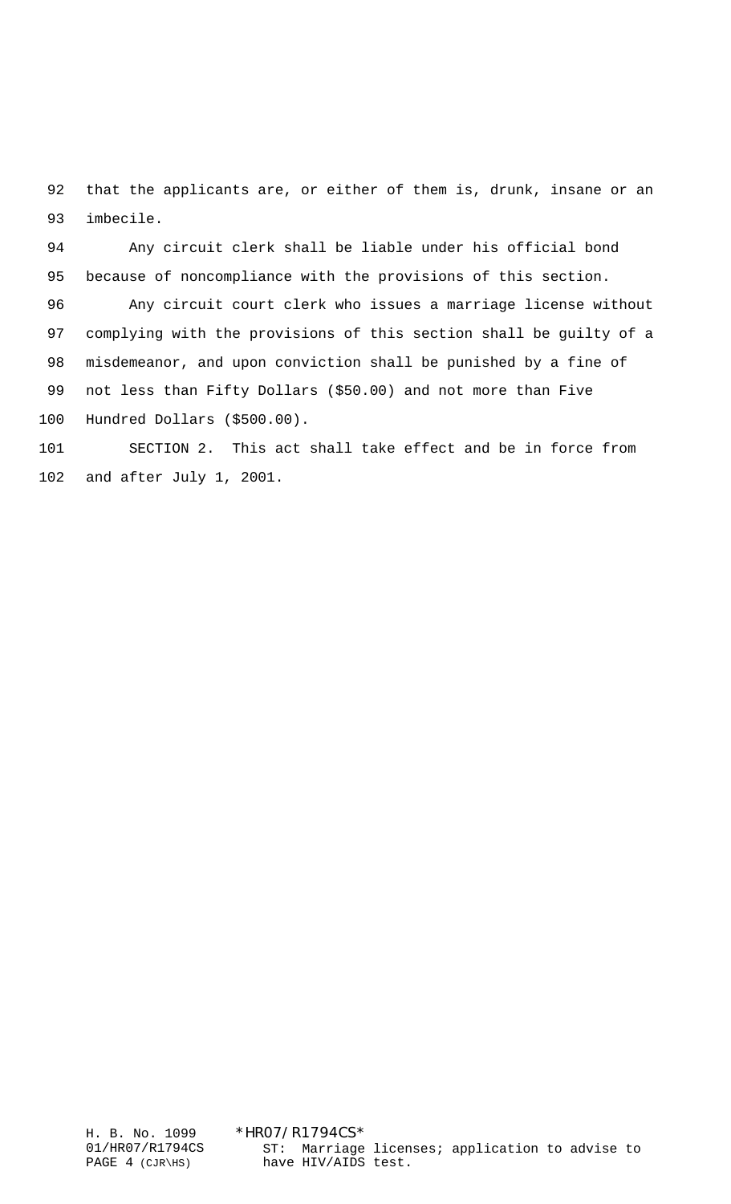that the applicants are, or either of them is, drunk, insane or an imbecile.

Any circuit clerk shall be liable under his official bond because of noncompliance with the provisions of this section.

Any circuit court clerk who issues a marriage license without complying with the provisions of this section shall be guilty of a misdemeanor, and upon conviction shall be punished by a fine of not less than Fifty Dollars ($50.00) and not more than Five Hundred Dollars ($500.00).

SECTION 2. This act shall take effect and be in force from and after July 1, 2001.